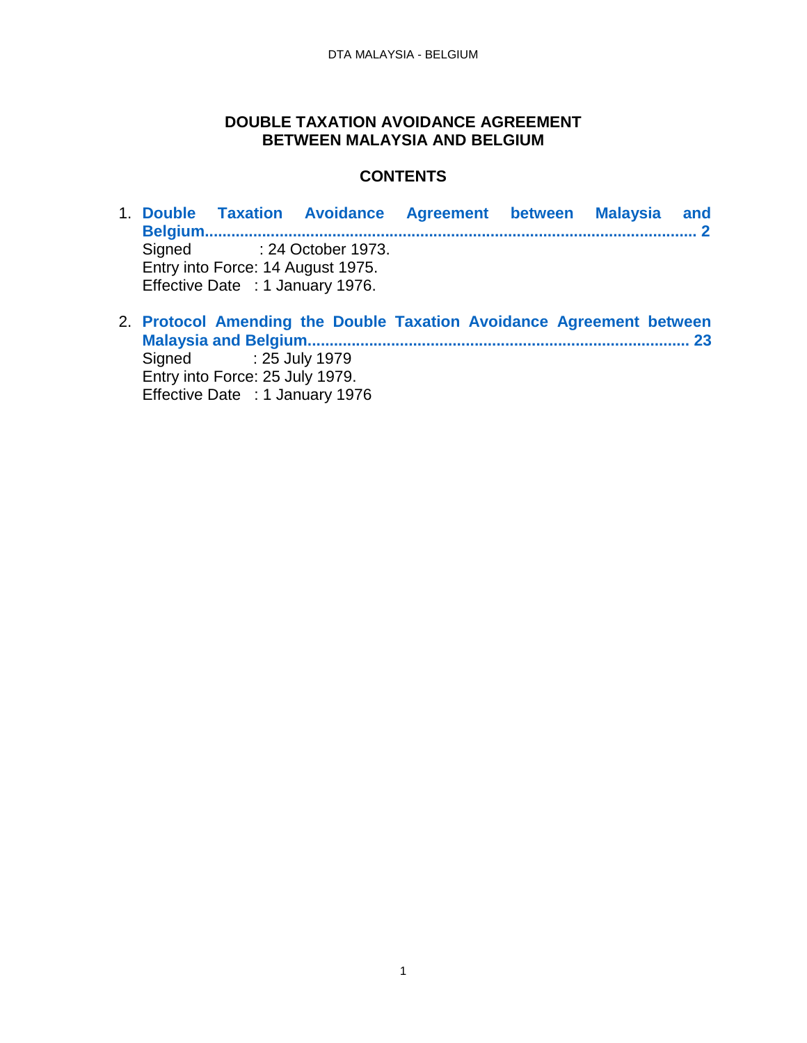# DOUBLE TAXATION AVOIDANCE AGREEMENT BETWEEN MALAYSIA AND BELGIUM

## CONTENTS

1. **Double Taxation Avoidance Agreement between Malaysia and Belgium.................................................................................................................. 2**
   Signed : 24 October 1973.
   Entry into Force: 14 August 1975.
   Effective Date : 1 January 1976.

2. **Protocol Amending the Double Taxation Avoidance Agreement between Malaysia and Belgium..................................................................................... 23**
   Signed : 25 July 1979
   Entry into Force: 25 July 1979.
   Effective Date : 1 January 1976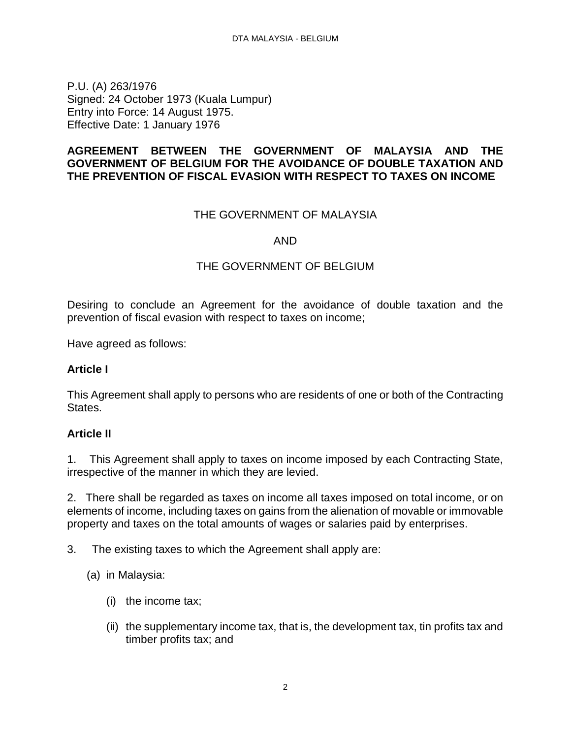P.U. (A) 263/1976
Signed: 24 October 1973 (Kuala Lumpur)
Entry into Force: 14 August 1975.
Effective Date: 1 January 1976

**AGREEMENT BETWEEN THE GOVERNMENT OF MALAYSIA AND THE GOVERNMENT OF BELGIUM FOR THE AVOIDANCE OF DOUBLE TAXATION AND THE PREVENTION OF FISCAL EVASION WITH RESPECT TO TAXES ON INCOME**

THE GOVERNMENT OF MALAYSIA

AND

THE GOVERNMENT OF BELGIUM

Desiring to conclude an Agreement for the avoidance of double taxation and the prevention of fiscal evasion with respect to taxes on income;

Have agreed as follows:

**Article I**

This Agreement shall apply to persons who are residents of one or both of the Contracting States.

**Article II**

1. This Agreement shall apply to taxes on income imposed by each Contracting State, irrespective of the manner in which they are levied.

2. There shall be regarded as taxes on income all taxes imposed on total income, or on elements of income, including taxes on gains from the alienation of movable or immovable property and taxes on the total amounts of wages or salaries paid by enterprises.

3. The existing taxes to which the Agreement shall apply are:

(a) in Malaysia:

(i) the income tax;

(ii) the supplementary income tax, that is, the development tax, tin profits tax and timber profits tax; and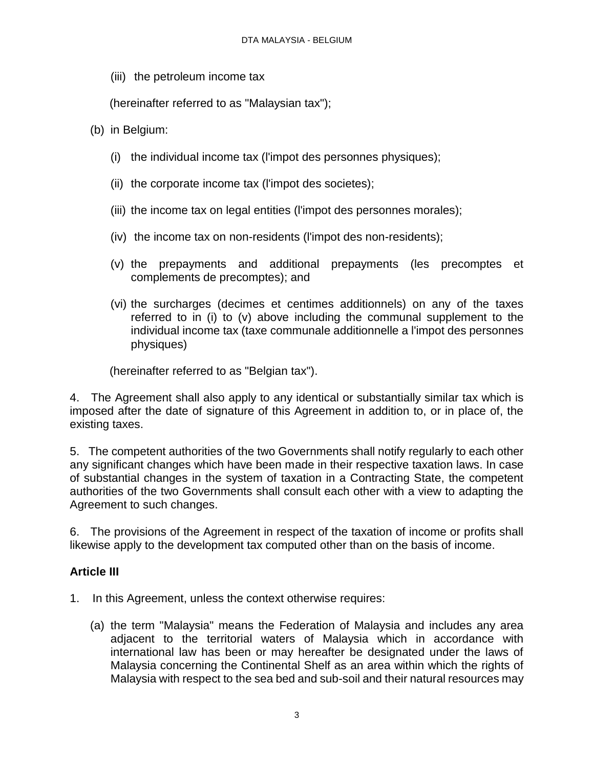(iii) the petroleum income tax

(hereinafter referred to as "Malaysian tax");

(b) in Belgium:

(i) the individual income tax (l'impot des personnes physiques);

(ii) the corporate income tax (l'impot des societes);

(iii) the income tax on legal entities (l'impot des personnes morales);

(iv) the income tax on non-residents (l'impot des non-residents);

(v) the prepayments and additional prepayments (les precomptes et complements de precomptes); and

(vi) the surcharges (decimes et centimes additionnels) on any of the taxes referred to in (i) to (v) above including the communal supplement to the individual income tax (taxe communale additionnelle a l'impot des personnes physiques)

(hereinafter referred to as "Belgian tax").

4. The Agreement shall also apply to any identical or substantially similar tax which is imposed after the date of signature of this Agreement in addition to, or in place of, the existing taxes.

5. The competent authorities of the two Governments shall notify regularly to each other any significant changes which have been made in their respective taxation laws. In case of substantial changes in the system of taxation in a Contracting State, the competent authorities of the two Governments shall consult each other with a view to adapting the Agreement to such changes.

6. The provisions of the Agreement in respect of the taxation of income or profits shall likewise apply to the development tax computed other than on the basis of income.

**Article III**

1. In this Agreement, unless the context otherwise requires:

(a) the term "Malaysia" means the Federation of Malaysia and includes any area adjacent to the territorial waters of Malaysia which in accordance with international law has been or may hereafter be designated under the laws of Malaysia concerning the Continental Shelf as an area within which the rights of Malaysia with respect to the sea bed and sub-soil and their natural resources may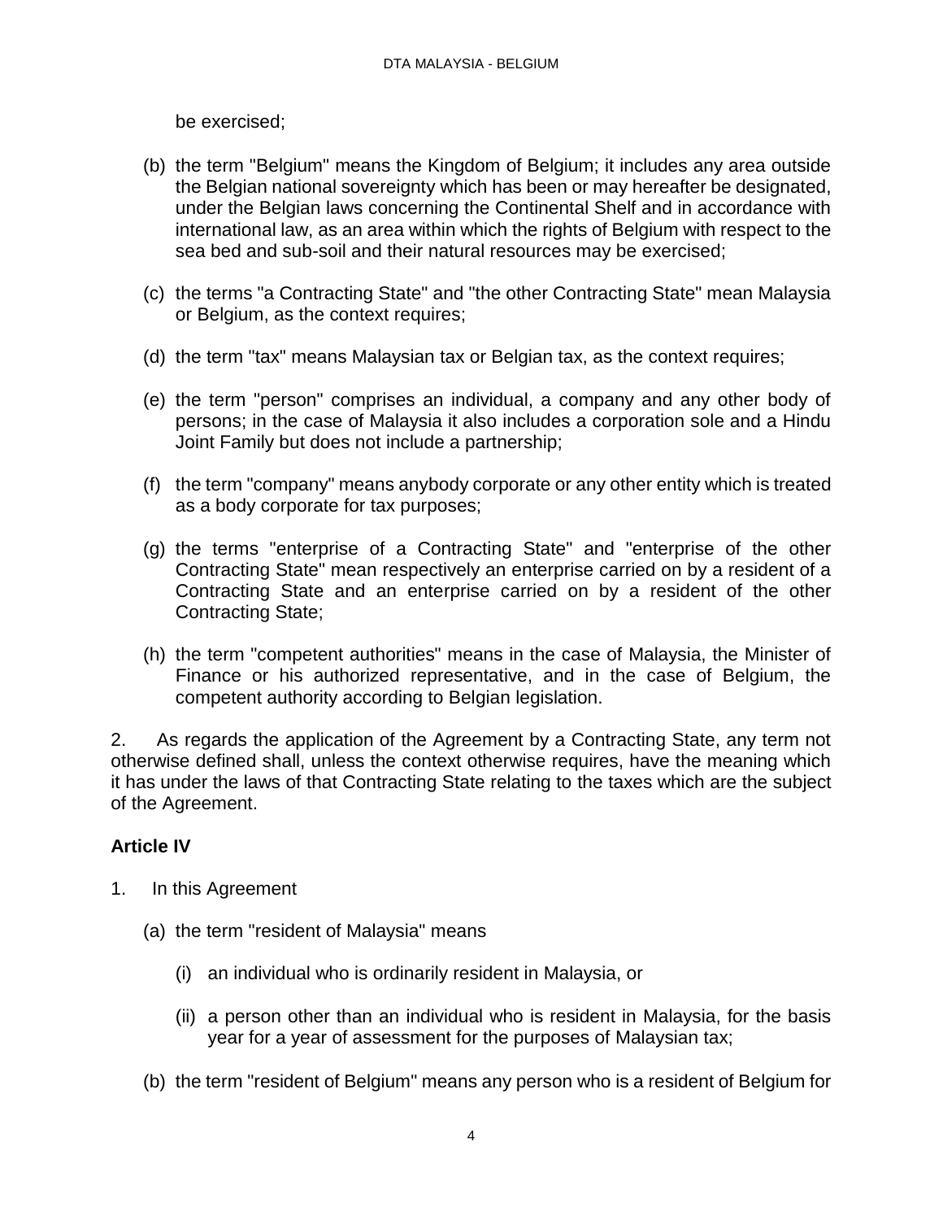be exercised;

(b) the term "Belgium" means the Kingdom of Belgium; it includes any area outside the Belgian national sovereignty which has been or may hereafter be designated, under the Belgian laws concerning the Continental Shelf and in accordance with international law, as an area within which the rights of Belgium with respect to the sea bed and sub-soil and their natural resources may be exercised;

(c) the terms "a Contracting State" and "the other Contracting State" mean Malaysia or Belgium, as the context requires;

(d) the term "tax" means Malaysian tax or Belgian tax, as the context requires;

(e) the term "person" comprises an individual, a company and any other body of persons; in the case of Malaysia it also includes a corporation sole and a Hindu Joint Family but does not include a partnership;

(f) the term "company" means anybody corporate or any other entity which is treated as a body corporate for tax purposes;

(g) the terms "enterprise of a Contracting State" and "enterprise of the other Contracting State" mean respectively an enterprise carried on by a resident of a Contracting State and an enterprise carried on by a resident of the other Contracting State;

(h) the term "competent authorities" means in the case of Malaysia, the Minister of Finance or his authorized representative, and in the case of Belgium, the competent authority according to Belgian legislation.

2. As regards the application of the Agreement by a Contracting State, any term not otherwise defined shall, unless the context otherwise requires, have the meaning which it has under the laws of that Contracting State relating to the taxes which are the subject of the Agreement.

**Article IV**

1. In this Agreement

(a) the term "resident of Malaysia" means

(i) an individual who is ordinarily resident in Malaysia, or

(ii) a person other than an individual who is resident in Malaysia, for the basis year for a year of assessment for the purposes of Malaysian tax;

(b) the term "resident of Belgium" means any person who is a resident of Belgium for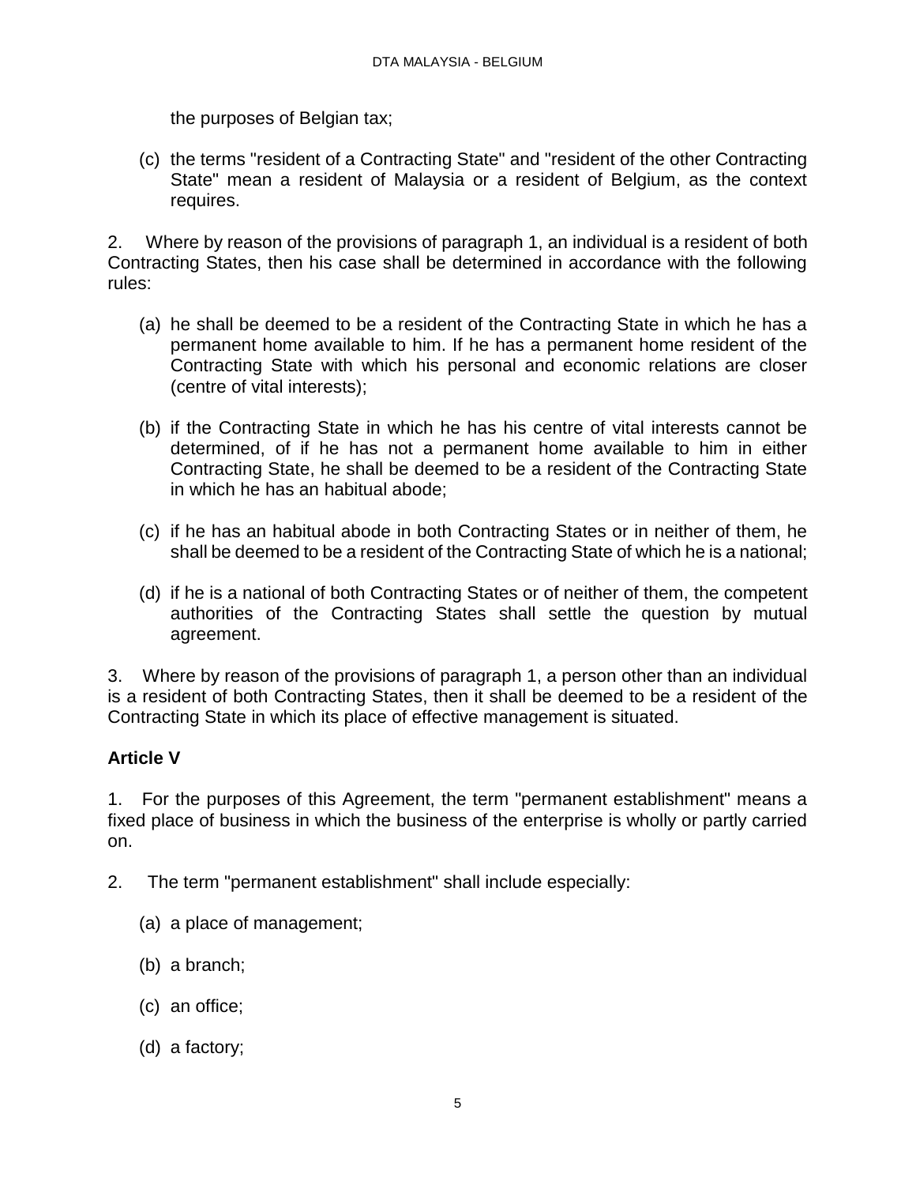the purposes of Belgian tax;

(c) the terms "resident of a Contracting State" and "resident of the other Contracting State" mean a resident of Malaysia or a resident of Belgium, as the context requires.

2. Where by reason of the provisions of paragraph 1, an individual is a resident of both Contracting States, then his case shall be determined in accordance with the following rules:

(a) he shall be deemed to be a resident of the Contracting State in which he has a permanent home available to him. If he has a permanent home resident of the Contracting State with which his personal and economic relations are closer (centre of vital interests);

(b) if the Contracting State in which he has his centre of vital interests cannot be determined, of if he has not a permanent home available to him in either Contracting State, he shall be deemed to be a resident of the Contracting State in which he has an habitual abode;

(c) if he has an habitual abode in both Contracting States or in neither of them, he shall be deemed to be a resident of the Contracting State of which he is a national;

(d) if he is a national of both Contracting States or of neither of them, the competent authorities of the Contracting States shall settle the question by mutual agreement.

3. Where by reason of the provisions of paragraph 1, a person other than an individual is a resident of both Contracting States, then it shall be deemed to be a resident of the Contracting State in which its place of effective management is situated.

**Article V**

1. For the purposes of this Agreement, the term "permanent establishment" means a fixed place of business in which the business of the enterprise is wholly or partly carried on.

2. The term "permanent establishment" shall include especially:

(a) a place of management;

(b) a branch;

(c) an office;

(d) a factory;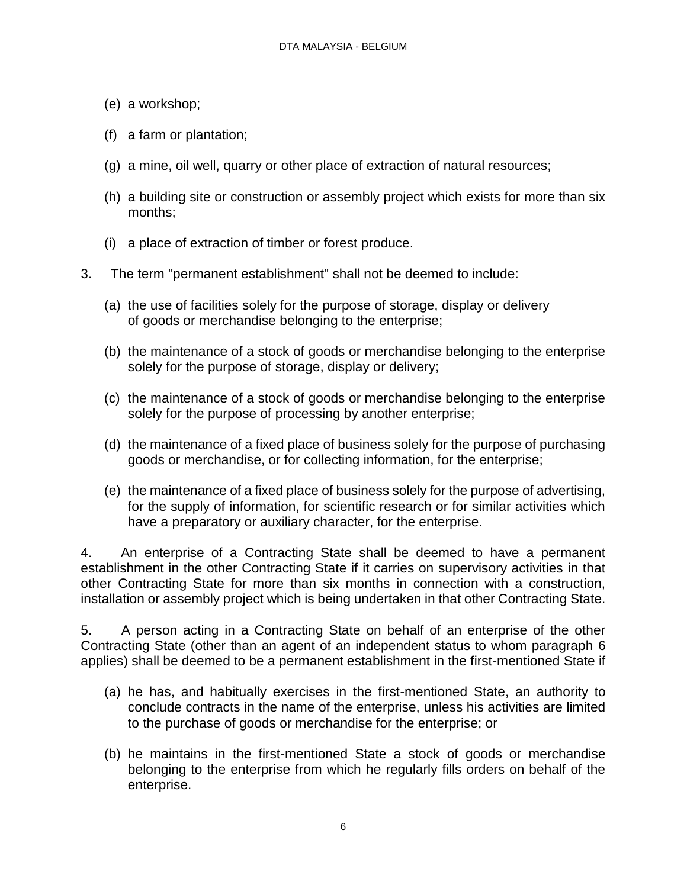(e) a workshop;

(f) a farm or plantation;

(g) a mine, oil well, quarry or other place of extraction of natural resources;

(h) a building site or construction or assembly project which exists for more than six months;

(i) a place of extraction of timber or forest produce.

3. The term "permanent establishment" shall not be deemed to include:

(a) the use of facilities solely for the purpose of storage, display or delivery of goods or merchandise belonging to the enterprise;

(b) the maintenance of a stock of goods or merchandise belonging to the enterprise solely for the purpose of storage, display or delivery;

(c) the maintenance of a stock of goods or merchandise belonging to the enterprise solely for the purpose of processing by another enterprise;

(d) the maintenance of a fixed place of business solely for the purpose of purchasing goods or merchandise, or for collecting information, for the enterprise;

(e) the maintenance of a fixed place of business solely for the purpose of advertising, for the supply of information, for scientific research or for similar activities which have a preparatory or auxiliary character, for the enterprise.

4. An enterprise of a Contracting State shall be deemed to have a permanent establishment in the other Contracting State if it carries on supervisory activities in that other Contracting State for more than six months in connection with a construction, installation or assembly project which is being undertaken in that other Contracting State.

5. A person acting in a Contracting State on behalf of an enterprise of the other Contracting State (other than an agent of an independent status to whom paragraph 6 applies) shall be deemed to be a permanent establishment in the first-mentioned State if

(a) he has, and habitually exercises in the first-mentioned State, an authority to conclude contracts in the name of the enterprise, unless his activities are limited to the purchase of goods or merchandise for the enterprise; or

(b) he maintains in the first-mentioned State a stock of goods or merchandise belonging to the enterprise from which he regularly fills orders on behalf of the enterprise.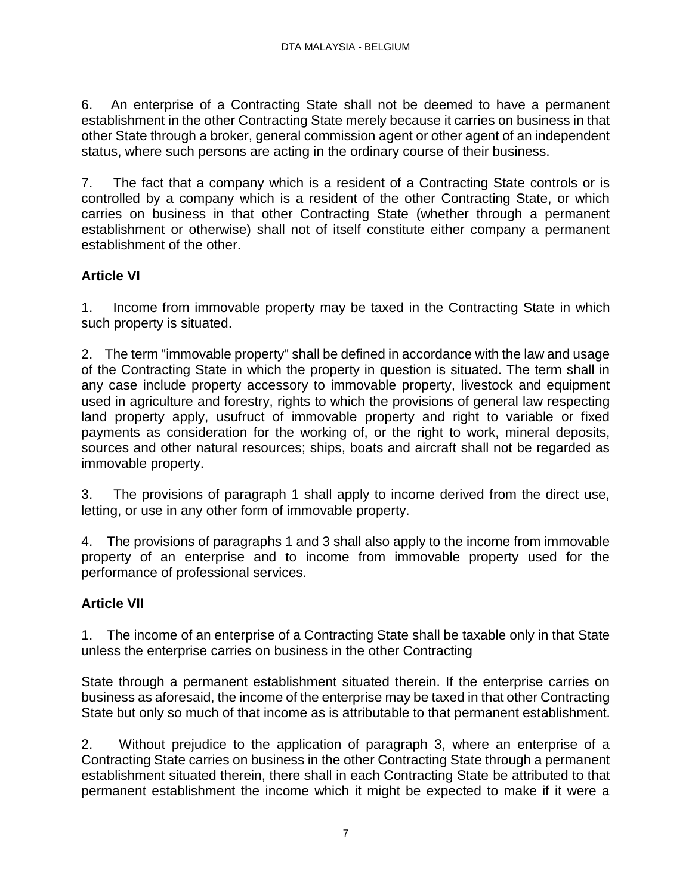6. An enterprise of a Contracting State shall not be deemed to have a permanent establishment in the other Contracting State merely because it carries on business in that other State through a broker, general commission agent or other agent of an independent status, where such persons are acting in the ordinary course of their business.

7. The fact that a company which is a resident of a Contracting State controls or is controlled by a company which is a resident of the other Contracting State, or which carries on business in that other Contracting State (whether through a permanent establishment or otherwise) shall not of itself constitute either company a permanent establishment of the other.

### Article VI

1. Income from immovable property may be taxed in the Contracting State in which such property is situated.

2. The term "immovable property" shall be defined in accordance with the law and usage of the Contracting State in which the property in question is situated. The term shall in any case include property accessory to immovable property, livestock and equipment used in agriculture and forestry, rights to which the provisions of general law respecting land property apply, usufruct of immovable property and right to variable or fixed payments as consideration for the working of, or the right to work, mineral deposits, sources and other natural resources; ships, boats and aircraft shall not be regarded as immovable property.

3. The provisions of paragraph 1 shall apply to income derived from the direct use, letting, or use in any other form of immovable property.

4. The provisions of paragraphs 1 and 3 shall also apply to the income from immovable property of an enterprise and to income from immovable property used for the performance of professional services.

### Article VII

1. The income of an enterprise of a Contracting State shall be taxable only in that State unless the enterprise carries on business in the other Contracting State through a permanent establishment situated therein. If the enterprise carries on business as aforesaid, the income of the enterprise may be taxed in that other Contracting State but only so much of that income as is attributable to that permanent establishment.

2. Without prejudice to the application of paragraph 3, where an enterprise of a Contracting State carries on business in the other Contracting State through a permanent establishment situated therein, there shall in each Contracting State be attributed to that permanent establishment the income which it might be expected to make if it were a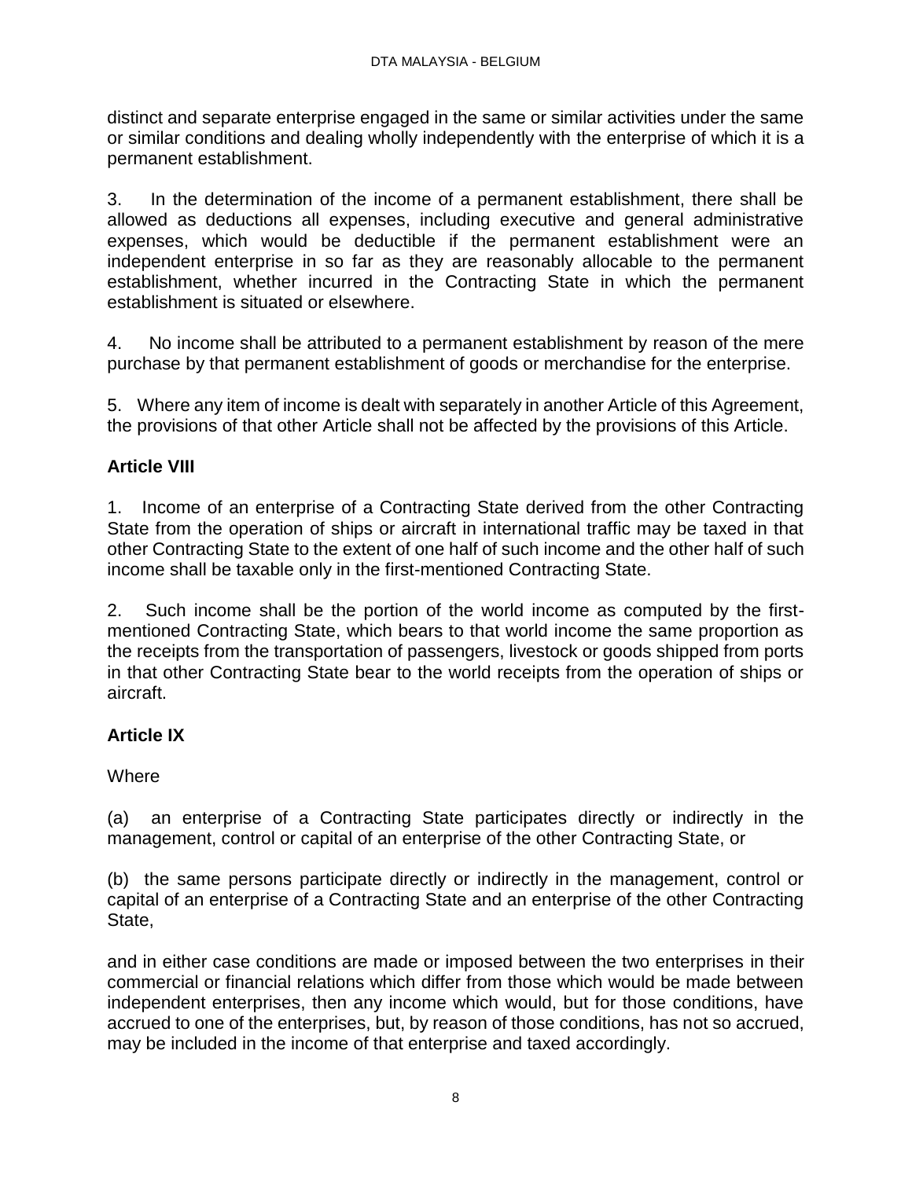distinct and separate enterprise engaged in the same or similar activities under the same or similar conditions and dealing wholly independently with the enterprise of which it is a permanent establishment.

3. In the determination of the income of a permanent establishment, there shall be allowed as deductions all expenses, including executive and general administrative expenses, which would be deductible if the permanent establishment were an independent enterprise in so far as they are reasonably allocable to the permanent establishment, whether incurred in the Contracting State in which the permanent establishment is situated or elsewhere.

4. No income shall be attributed to a permanent establishment by reason of the mere purchase by that permanent establishment of goods or merchandise for the enterprise.

5. Where any item of income is dealt with separately in another Article of this Agreement, the provisions of that other Article shall not be affected by the provisions of this Article.

**Article VIII**

1. Income of an enterprise of a Contracting State derived from the other Contracting State from the operation of ships or aircraft in international traffic may be taxed in that other Contracting State to the extent of one half of such income and the other half of such income shall be taxable only in the first-mentioned Contracting State.

2. Such income shall be the portion of the world income as computed by the first-mentioned Contracting State, which bears to that world income the same proportion as the receipts from the transportation of passengers, livestock or goods shipped from ports in that other Contracting State bear to the world receipts from the operation of ships or aircraft.

**Article IX**

Where

(a) an enterprise of a Contracting State participates directly or indirectly in the management, control or capital of an enterprise of the other Contracting State, or

(b) the same persons participate directly or indirectly in the management, control or capital of an enterprise of a Contracting State and an enterprise of the other Contracting State,

and in either case conditions are made or imposed between the two enterprises in their commercial or financial relations which differ from those which would be made between independent enterprises, then any income which would, but for those conditions, have accrued to one of the enterprises, but, by reason of those conditions, has not so accrued, may be included in the income of that enterprise and taxed accordingly.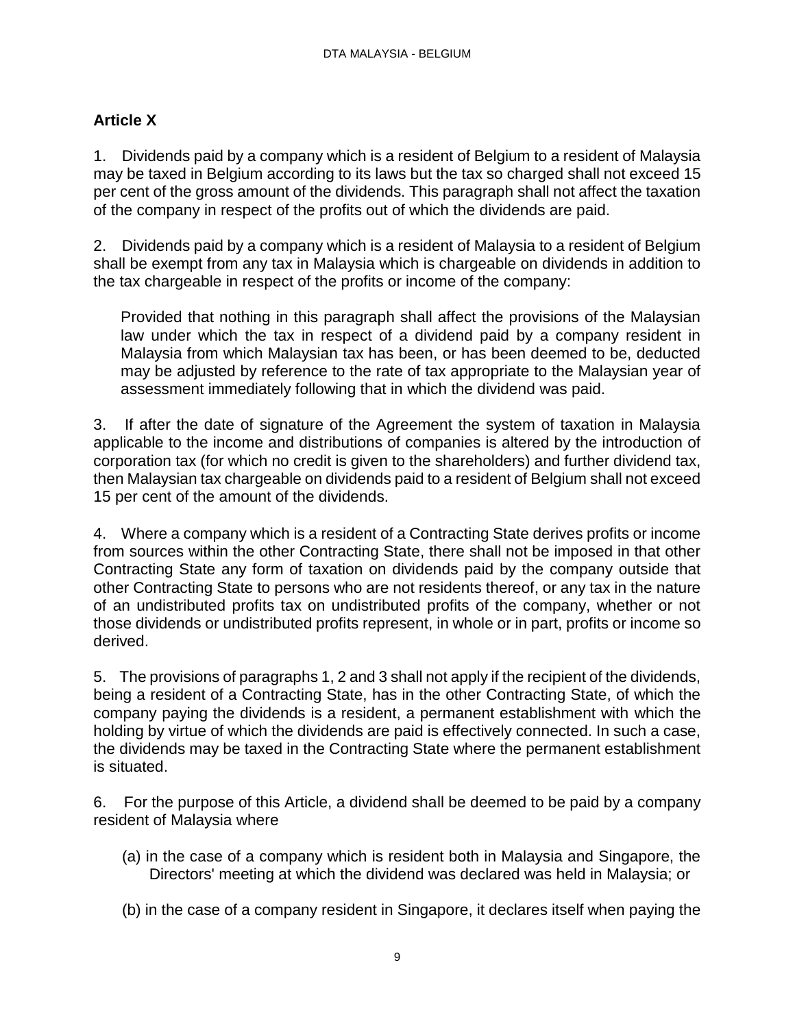## Article X

1. Dividends paid by a company which is a resident of Belgium to a resident of Malaysia may be taxed in Belgium according to its laws but the tax so charged shall not exceed 15 per cent of the gross amount of the dividends. This paragraph shall not affect the taxation of the company in respect of the profits out of which the dividends are paid.

2. Dividends paid by a company which is a resident of Malaysia to a resident of Belgium shall be exempt from any tax in Malaysia which is chargeable on dividends in addition to the tax chargeable in respect of the profits or income of the company:

   Provided that nothing in this paragraph shall affect the provisions of the Malaysian law under which the tax in respect of a dividend paid by a company resident in Malaysia from which Malaysian tax has been, or has been deemed to be, deducted may be adjusted by reference to the rate of tax appropriate to the Malaysian year of assessment immediately following that in which the dividend was paid.

3. If after the date of signature of the Agreement the system of taxation in Malaysia applicable to the income and distributions of companies is altered by the introduction of corporation tax (for which no credit is given to the shareholders) and further dividend tax, then Malaysian tax chargeable on dividends paid to a resident of Belgium shall not exceed 15 per cent of the amount of the dividends.

4. Where a company which is a resident of a Contracting State derives profits or income from sources within the other Contracting State, there shall not be imposed in that other Contracting State any form of taxation on dividends paid by the company outside that other Contracting State to persons who are not residents thereof, or any tax in the nature of an undistributed profits tax on undistributed profits of the company, whether or not those dividends or undistributed profits represent, in whole or in part, profits or income so derived.

5. The provisions of paragraphs 1, 2 and 3 shall not apply if the recipient of the dividends, being a resident of a Contracting State, has in the other Contracting State, of which the company paying the dividends is a resident, a permanent establishment with which the holding by virtue of which the dividends are paid is effectively connected. In such a case, the dividends may be taxed in the Contracting State where the permanent establishment is situated.

6. For the purpose of this Article, a dividend shall be deemed to be paid by a company resident of Malaysia where

   (a) in the case of a company which is resident both in Malaysia and Singapore, the Directors' meeting at which the dividend was declared was held in Malaysia; or

   (b) in the case of a company resident in Singapore, it declares itself when paying the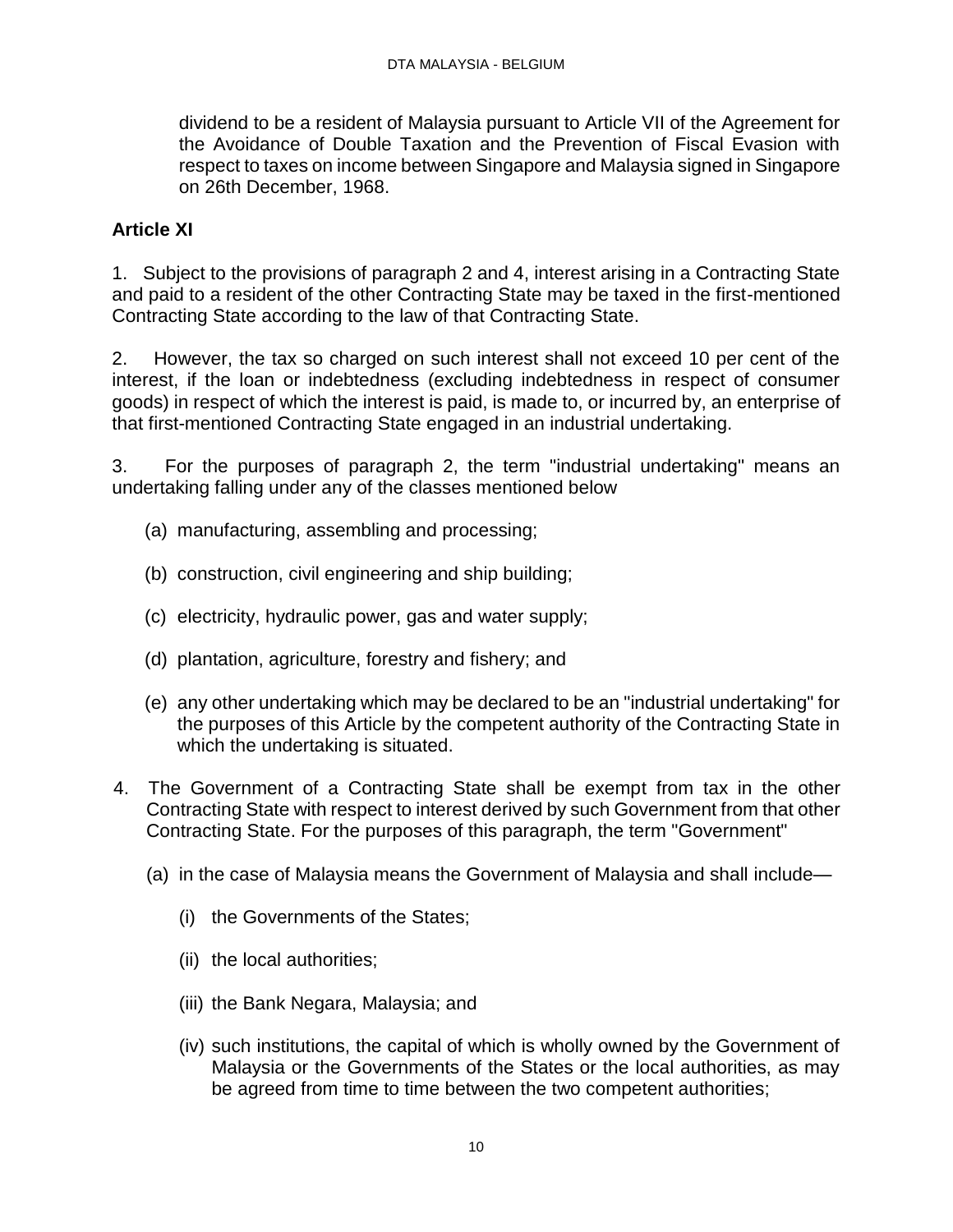dividend to be a resident of Malaysia pursuant to Article VII of the Agreement for the Avoidance of Double Taxation and the Prevention of Fiscal Evasion with respect to taxes on income between Singapore and Malaysia signed in Singapore on 26th December, 1968.

**Article XI**

1. Subject to the provisions of paragraph 2 and 4, interest arising in a Contracting State and paid to a resident of the other Contracting State may be taxed in the first-mentioned Contracting State according to the law of that Contracting State.

2. However, the tax so charged on such interest shall not exceed 10 per cent of the interest, if the loan or indebtedness (excluding indebtedness in respect of consumer goods) in respect of which the interest is paid, is made to, or incurred by, an enterprise of that first-mentioned Contracting State engaged in an industrial undertaking.

3. For the purposes of paragraph 2, the term "industrial undertaking" means an undertaking falling under any of the classes mentioned below

(a) manufacturing, assembling and processing;

(b) construction, civil engineering and ship building;

(c) electricity, hydraulic power, gas and water supply;

(d) plantation, agriculture, forestry and fishery; and

(e) any other undertaking which may be declared to be an "industrial undertaking" for the purposes of this Article by the competent authority of the Contracting State in which the undertaking is situated.

4. The Government of a Contracting State shall be exempt from tax in the other Contracting State with respect to interest derived by such Government from that other Contracting State. For the purposes of this paragraph, the term "Government"

(a) in the case of Malaysia means the Government of Malaysia and shall include—

(i) the Governments of the States;

(ii) the local authorities;

(iii) the Bank Negara, Malaysia; and

(iv) such institutions, the capital of which is wholly owned by the Government of Malaysia or the Governments of the States or the local authorities, as may be agreed from time to time between the two competent authorities;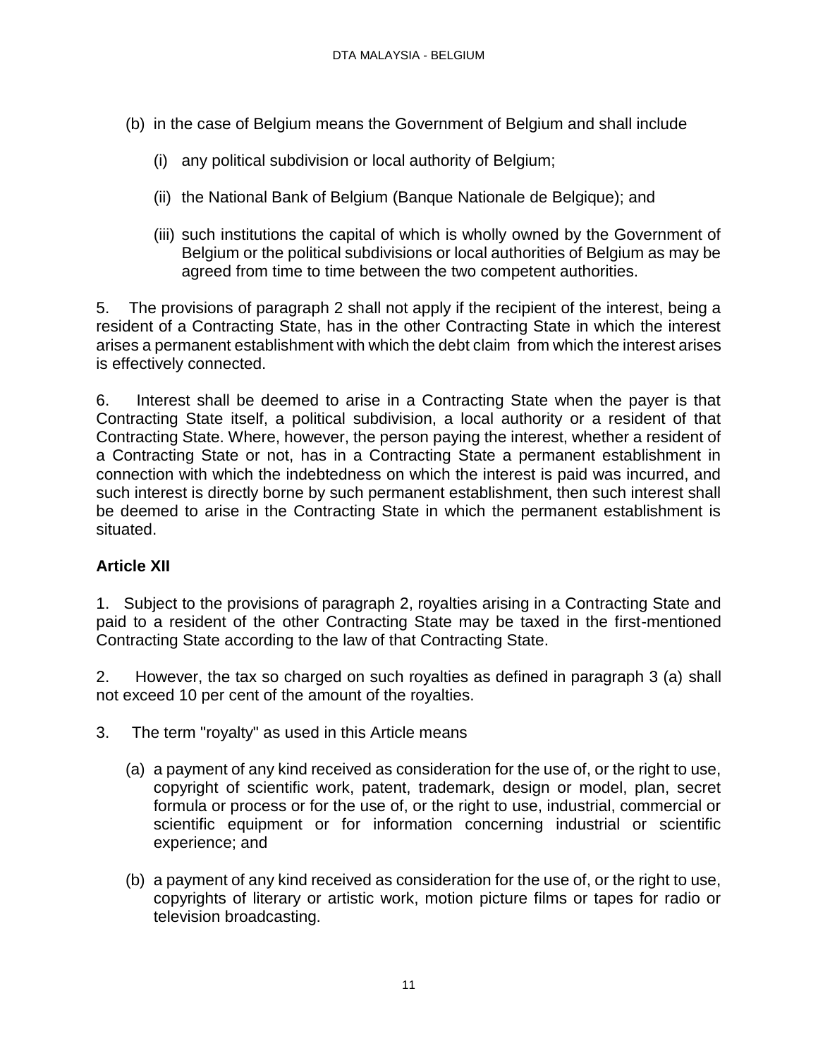(b) in the case of Belgium means the Government of Belgium and shall include

(i) any political subdivision or local authority of Belgium;

(ii) the National Bank of Belgium (Banque Nationale de Belgique); and

(iii) such institutions the capital of which is wholly owned by the Government of Belgium or the political subdivisions or local authorities of Belgium as may be agreed from time to time between the two competent authorities.

5. The provisions of paragraph 2 shall not apply if the recipient of the interest, being a resident of a Contracting State, has in the other Contracting State in which the interest arises a permanent establishment with which the debt claim from which the interest arises is effectively connected.

6. Interest shall be deemed to arise in a Contracting State when the payer is that Contracting State itself, a political subdivision, a local authority or a resident of that Contracting State. Where, however, the person paying the interest, whether a resident of a Contracting State or not, has in a Contracting State a permanent establishment in connection with which the indebtedness on which the interest is paid was incurred, and such interest is directly borne by such permanent establishment, then such interest shall be deemed to arise in the Contracting State in which the permanent establishment is situated.

**Article XII**

1. Subject to the provisions of paragraph 2, royalties arising in a Contracting State and paid to a resident of the other Contracting State may be taxed in the first-mentioned Contracting State according to the law of that Contracting State.

2. However, the tax so charged on such royalties as defined in paragraph 3 (a) shall not exceed 10 per cent of the amount of the royalties.

3. The term "royalty" as used in this Article means

(a) a payment of any kind received as consideration for the use of, or the right to use, copyright of scientific work, patent, trademark, design or model, plan, secret formula or process or for the use of, or the right to use, industrial, commercial or scientific equipment or for information concerning industrial or scientific experience; and

(b) a payment of any kind received as consideration for the use of, or the right to use, copyrights of literary or artistic work, motion picture films or tapes for radio or television broadcasting.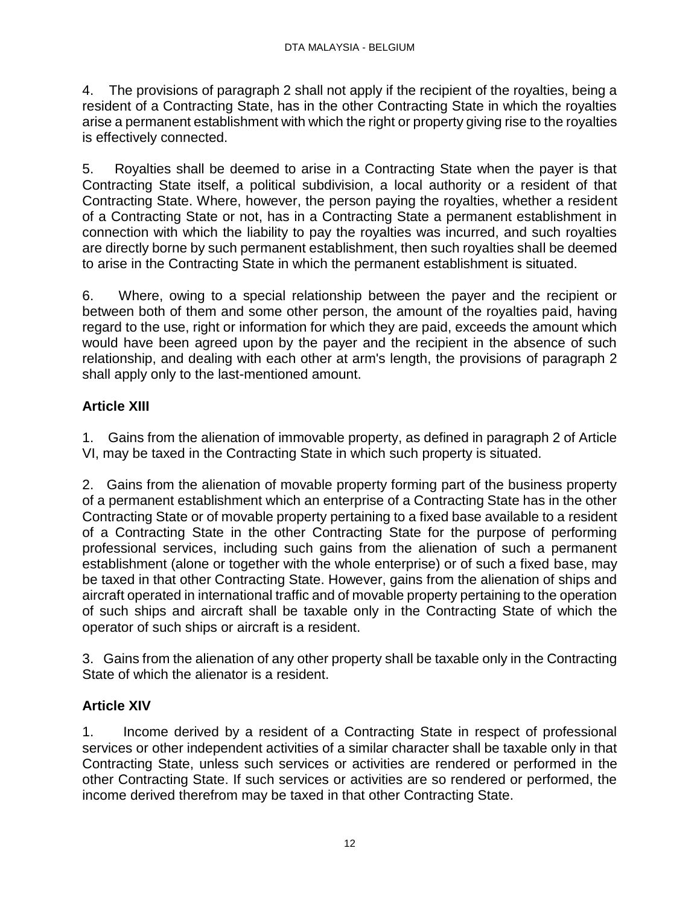4. The provisions of paragraph 2 shall not apply if the recipient of the royalties, being a resident of a Contracting State, has in the other Contracting State in which the royalties arise a permanent establishment with which the right or property giving rise to the royalties is effectively connected.

5. Royalties shall be deemed to arise in a Contracting State when the payer is that Contracting State itself, a political subdivision, a local authority or a resident of that Contracting State. Where, however, the person paying the royalties, whether a resident of a Contracting State or not, has in a Contracting State a permanent establishment in connection with which the liability to pay the royalties was incurred, and such royalties are directly borne by such permanent establishment, then such royalties shall be deemed to arise in the Contracting State in which the permanent establishment is situated.

6. Where, owing to a special relationship between the payer and the recipient or between both of them and some other person, the amount of the royalties paid, having regard to the use, right or information for which they are paid, exceeds the amount which would have been agreed upon by the payer and the recipient in the absence of such relationship, and dealing with each other at arm's length, the provisions of paragraph 2 shall apply only to the last-mentioned amount.

## Article XIII

1. Gains from the alienation of immovable property, as defined in paragraph 2 of Article VI, may be taxed in the Contracting State in which such property is situated.

2. Gains from the alienation of movable property forming part of the business property of a permanent establishment which an enterprise of a Contracting State has in the other Contracting State or of movable property pertaining to a fixed base available to a resident of a Contracting State in the other Contracting State for the purpose of performing professional services, including such gains from the alienation of such a permanent establishment (alone or together with the whole enterprise) or of such a fixed base, may be taxed in that other Contracting State. However, gains from the alienation of ships and aircraft operated in international traffic and of movable property pertaining to the operation of such ships and aircraft shall be taxable only in the Contracting State of which the operator of such ships or aircraft is a resident.

3. Gains from the alienation of any other property shall be taxable only in the Contracting State of which the alienator is a resident.

## Article XIV

1. Income derived by a resident of a Contracting State in respect of professional services or other independent activities of a similar character shall be taxable only in that Contracting State, unless such services or activities are rendered or performed in the other Contracting State. If such services or activities are so rendered or performed, the income derived therefrom may be taxed in that other Contracting State.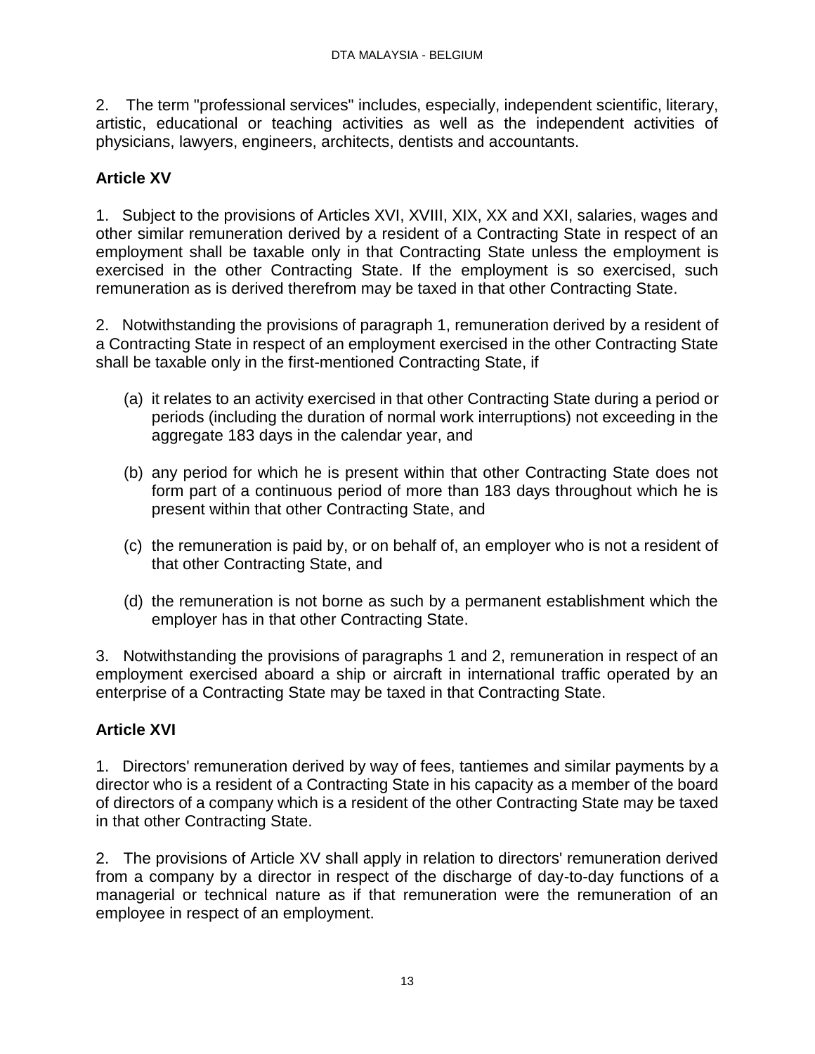2. The term "professional services" includes, especially, independent scientific, literary, artistic, educational or teaching activities as well as the independent activities of physicians, lawyers, engineers, architects, dentists and accountants.

## Article XV

1. Subject to the provisions of Articles XVI, XVIII, XIX, XX and XXI, salaries, wages and other similar remuneration derived by a resident of a Contracting State in respect of an employment shall be taxable only in that Contracting State unless the employment is exercised in the other Contracting State. If the employment is so exercised, such remuneration as is derived therefrom may be taxed in that other Contracting State.

2. Notwithstanding the provisions of paragraph 1, remuneration derived by a resident of a Contracting State in respect of an employment exercised in the other Contracting State shall be taxable only in the first-mentioned Contracting State, if

(a) it relates to an activity exercised in that other Contracting State during a period or periods (including the duration of normal work interruptions) not exceeding in the aggregate 183 days in the calendar year, and

(b) any period for which he is present within that other Contracting State does not form part of a continuous period of more than 183 days throughout which he is present within that other Contracting State, and

(c) the remuneration is paid by, or on behalf of, an employer who is not a resident of that other Contracting State, and

(d) the remuneration is not borne as such by a permanent establishment which the employer has in that other Contracting State.

3. Notwithstanding the provisions of paragraphs 1 and 2, remuneration in respect of an employment exercised aboard a ship or aircraft in international traffic operated by an enterprise of a Contracting State may be taxed in that Contracting State.

## Article XVI

1. Directors' remuneration derived by way of fees, tantiemes and similar payments by a director who is a resident of a Contracting State in his capacity as a member of the board of directors of a company which is a resident of the other Contracting State may be taxed in that other Contracting State.

2. The provisions of Article XV shall apply in relation to directors' remuneration derived from a company by a director in respect of the discharge of day-to-day functions of a managerial or technical nature as if that remuneration were the remuneration of an employee in respect of an employment.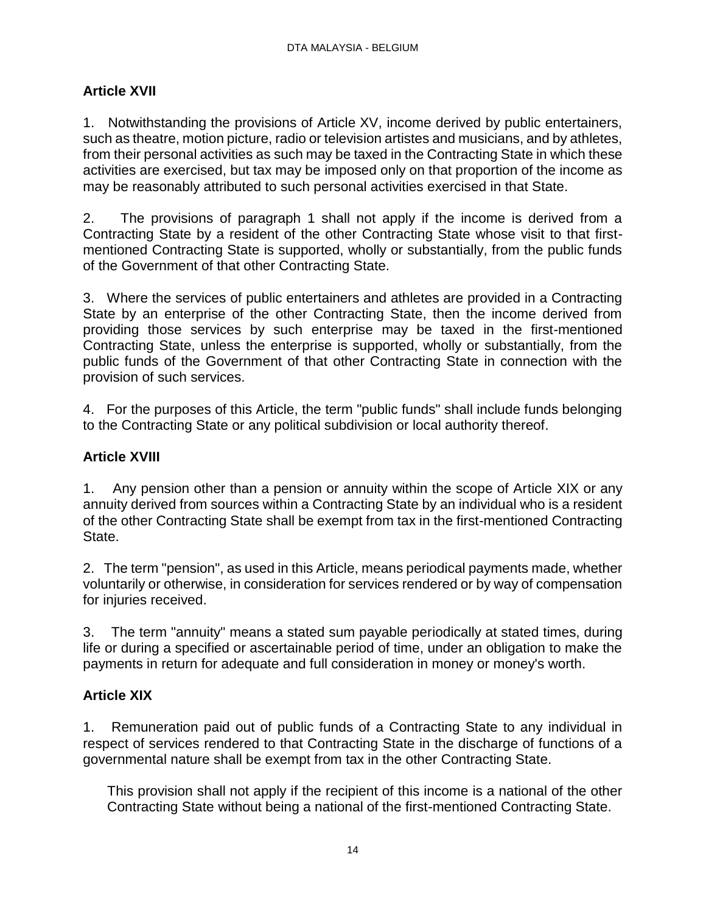### Article XVII

1. Notwithstanding the provisions of Article XV, income derived by public entertainers, such as theatre, motion picture, radio or television artistes and musicians, and by athletes, from their personal activities as such may be taxed in the Contracting State in which these activities are exercised, but tax may be imposed only on that proportion of the income as may be reasonably attributed to such personal activities exercised in that State.

2. The provisions of paragraph 1 shall not apply if the income is derived from a Contracting State by a resident of the other Contracting State whose visit to that first-mentioned Contracting State is supported, wholly or substantially, from the public funds of the Government of that other Contracting State.

3. Where the services of public entertainers and athletes are provided in a Contracting State by an enterprise of the other Contracting State, then the income derived from providing those services by such enterprise may be taxed in the first-mentioned Contracting State, unless the enterprise is supported, wholly or substantially, from the public funds of the Government of that other Contracting State in connection with the provision of such services.

4. For the purposes of this Article, the term "public funds" shall include funds belonging to the Contracting State or any political subdivision or local authority thereof.

### Article XVIII

1. Any pension other than a pension or annuity within the scope of Article XIX or any annuity derived from sources within a Contracting State by an individual who is a resident of the other Contracting State shall be exempt from tax in the first-mentioned Contracting State.

2. The term "pension", as used in this Article, means periodical payments made, whether voluntarily or otherwise, in consideration for services rendered or by way of compensation for injuries received.

3. The term "annuity" means a stated sum payable periodically at stated times, during life or during a specified or ascertainable period of time, under an obligation to make the payments in return for adequate and full consideration in money or money's worth.

### Article XIX

1. Remuneration paid out of public funds of a Contracting State to any individual in respect of services rendered to that Contracting State in the discharge of functions of a governmental nature shall be exempt from tax in the other Contracting State.

   This provision shall not apply if the recipient of this income is a national of the other Contracting State without being a national of the first-mentioned Contracting State.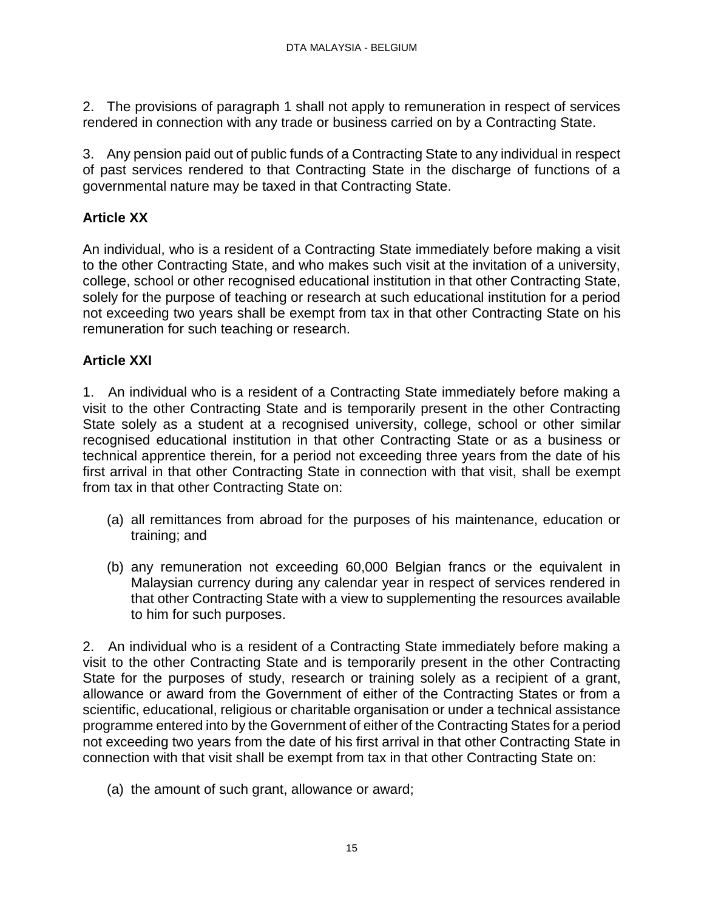2. The provisions of paragraph 1 shall not apply to remuneration in respect of services rendered in connection with any trade or business carried on by a Contracting State.

3. Any pension paid out of public funds of a Contracting State to any individual in respect of past services rendered to that Contracting State in the discharge of functions of a governmental nature may be taxed in that Contracting State.

**Article XX**

An individual, who is a resident of a Contracting State immediately before making a visit to the other Contracting State, and who makes such visit at the invitation of a university, college, school or other recognised educational institution in that other Contracting State, solely for the purpose of teaching or research at such educational institution for a period not exceeding two years shall be exempt from tax in that other Contracting State on his remuneration for such teaching or research.

**Article XXI**

1. An individual who is a resident of a Contracting State immediately before making a visit to the other Contracting State and is temporarily present in the other Contracting State solely as a student at a recognised university, college, school or other similar recognised educational institution in that other Contracting State or as a business or technical apprentice therein, for a period not exceeding three years from the date of his first arrival in that other Contracting State in connection with that visit, shall be exempt from tax in that other Contracting State on:

(a) all remittances from abroad for the purposes of his maintenance, education or training; and

(b) any remuneration not exceeding 60,000 Belgian francs or the equivalent in Malaysian currency during any calendar year in respect of services rendered in that other Contracting State with a view to supplementing the resources available to him for such purposes.

2. An individual who is a resident of a Contracting State immediately before making a visit to the other Contracting State and is temporarily present in the other Contracting State for the purposes of study, research or training solely as a recipient of a grant, allowance or award from the Government of either of the Contracting States or from a scientific, educational, religious or charitable organisation or under a technical assistance programme entered into by the Government of either of the Contracting States for a period not exceeding two years from the date of his first arrival in that other Contracting State in connection with that visit shall be exempt from tax in that other Contracting State on:

(a) the amount of such grant, allowance or award;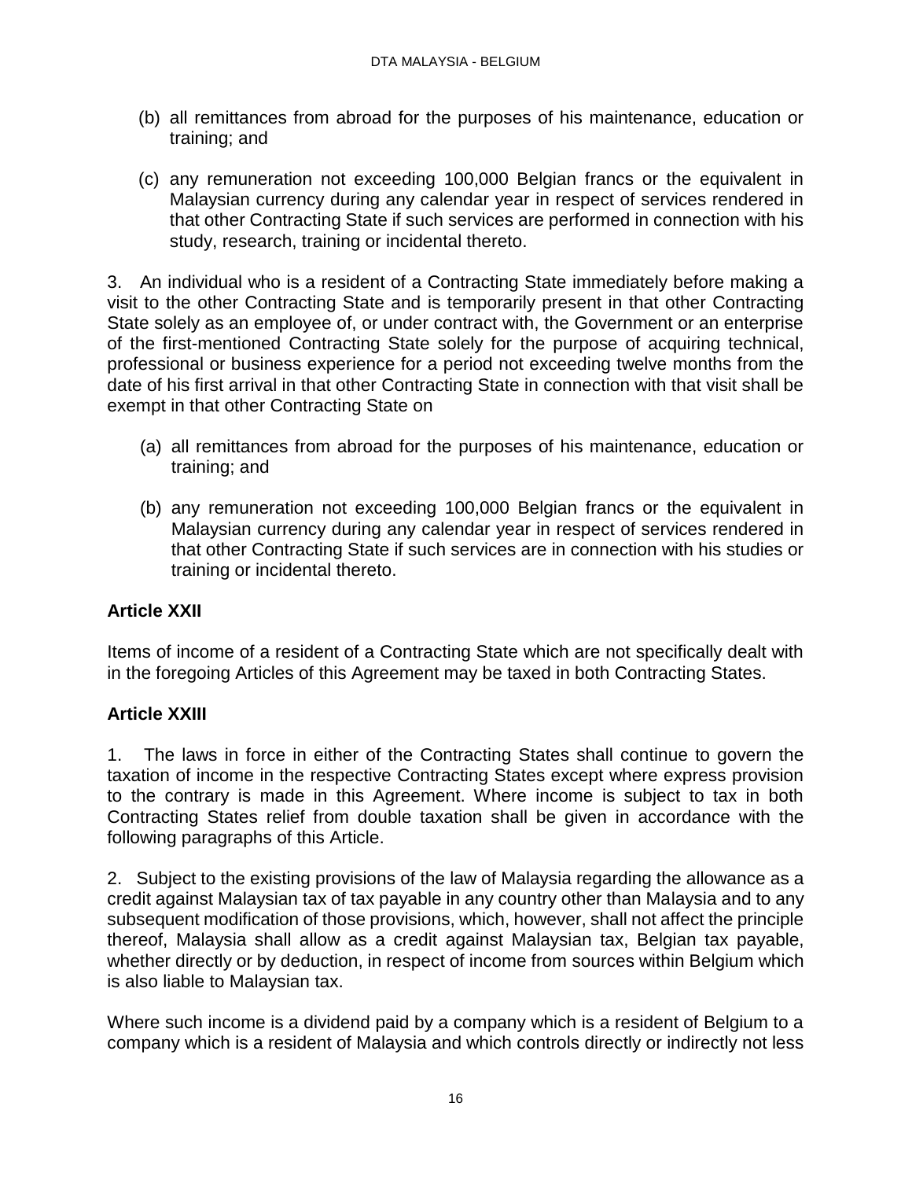(b) all remittances from abroad for the purposes of his maintenance, education or training; and

(c) any remuneration not exceeding 100,000 Belgian francs or the equivalent in Malaysian currency during any calendar year in respect of services rendered in that other Contracting State if such services are performed in connection with his study, research, training or incidental thereto.

3. An individual who is a resident of a Contracting State immediately before making a visit to the other Contracting State and is temporarily present in that other Contracting State solely as an employee of, or under contract with, the Government or an enterprise of the first-mentioned Contracting State solely for the purpose of acquiring technical, professional or business experience for a period not exceeding twelve months from the date of his first arrival in that other Contracting State in connection with that visit shall be exempt in that other Contracting State on

(a) all remittances from abroad for the purposes of his maintenance, education or training; and

(b) any remuneration not exceeding 100,000 Belgian francs or the equivalent in Malaysian currency during any calendar year in respect of services rendered in that other Contracting State if such services are in connection with his studies or training or incidental thereto.

**Article XXII**

Items of income of a resident of a Contracting State which are not specifically dealt with in the foregoing Articles of this Agreement may be taxed in both Contracting States.

**Article XXIII**

1. The laws in force in either of the Contracting States shall continue to govern the taxation of income in the respective Contracting States except where express provision to the contrary is made in this Agreement. Where income is subject to tax in both Contracting States relief from double taxation shall be given in accordance with the following paragraphs of this Article.

2. Subject to the existing provisions of the law of Malaysia regarding the allowance as a credit against Malaysian tax of tax payable in any country other than Malaysia and to any subsequent modification of those provisions, which, however, shall not affect the principle thereof, Malaysia shall allow as a credit against Malaysian tax, Belgian tax payable, whether directly or by deduction, in respect of income from sources within Belgium which is also liable to Malaysian tax.

Where such income is a dividend paid by a company which is a resident of Belgium to a company which is a resident of Malaysia and which controls directly or indirectly not less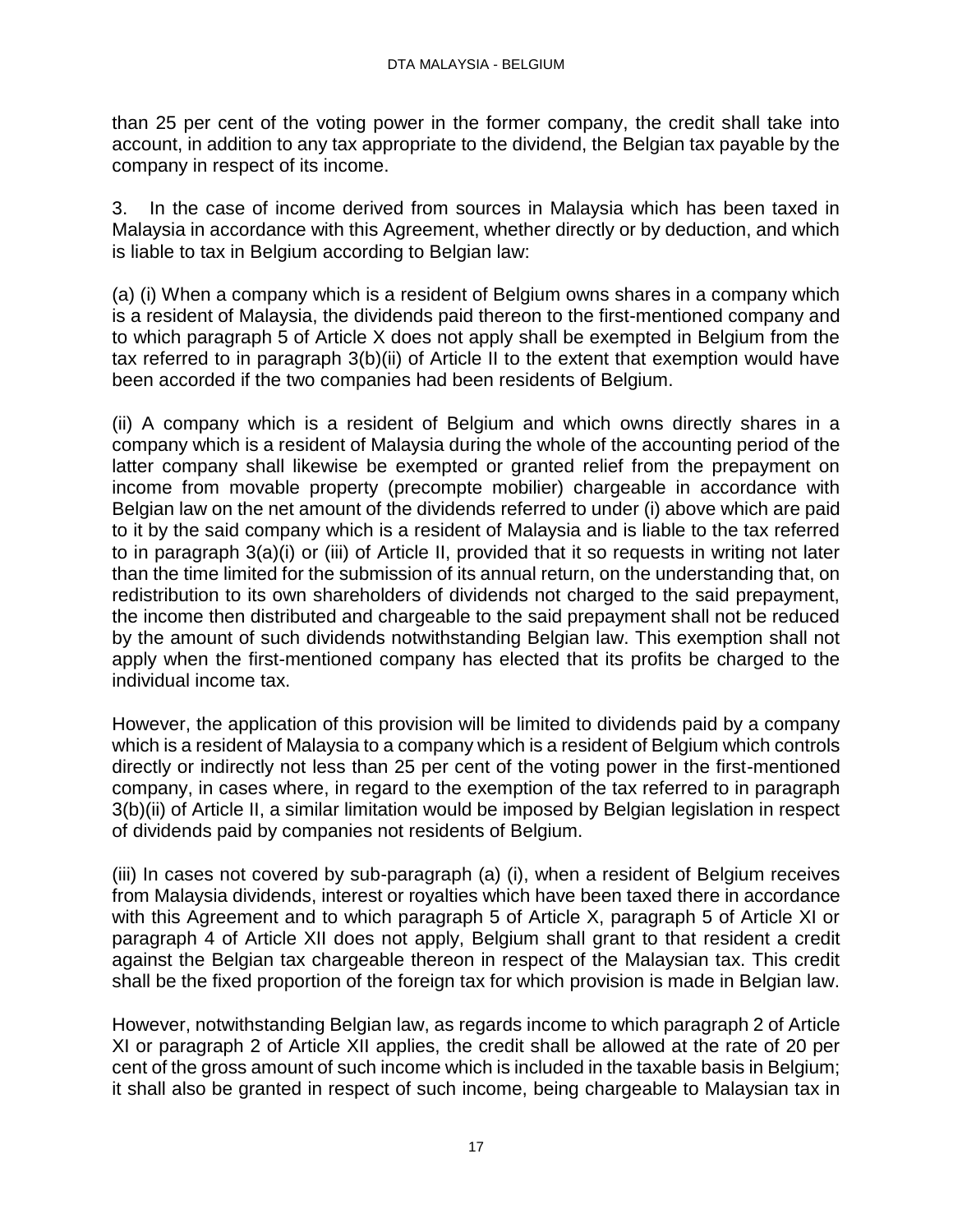than 25 per cent of the voting power in the former company, the credit shall take into account, in addition to any tax appropriate to the dividend, the Belgian tax payable by the company in respect of its income.

3. In the case of income derived from sources in Malaysia which has been taxed in Malaysia in accordance with this Agreement, whether directly or by deduction, and which is liable to tax in Belgium according to Belgian law:

(a) (i) When a company which is a resident of Belgium owns shares in a company which is a resident of Malaysia, the dividends paid thereon to the first-mentioned company and to which paragraph 5 of Article X does not apply shall be exempted in Belgium from the tax referred to in paragraph 3(b)(ii) of Article II to the extent that exemption would have been accorded if the two companies had been residents of Belgium.

(ii) A company which is a resident of Belgium and which owns directly shares in a company which is a resident of Malaysia during the whole of the accounting period of the latter company shall likewise be exempted or granted relief from the prepayment on income from movable property (precompte mobilier) chargeable in accordance with Belgian law on the net amount of the dividends referred to under (i) above which are paid to it by the said company which is a resident of Malaysia and is liable to the tax referred to in paragraph 3(a)(i) or (iii) of Article II, provided that it so requests in writing not later than the time limited for the submission of its annual return, on the understanding that, on redistribution to its own shareholders of dividends not charged to the said prepayment, the income then distributed and chargeable to the said prepayment shall not be reduced by the amount of such dividends notwithstanding Belgian law. This exemption shall not apply when the first-mentioned company has elected that its profits be charged to the individual income tax.

However, the application of this provision will be limited to dividends paid by a company which is a resident of Malaysia to a company which is a resident of Belgium which controls directly or indirectly not less than 25 per cent of the voting power in the first-mentioned company, in cases where, in regard to the exemption of the tax referred to in paragraph 3(b)(ii) of Article II, a similar limitation would be imposed by Belgian legislation in respect of dividends paid by companies not residents of Belgium.

(iii) In cases not covered by sub-paragraph (a) (i), when a resident of Belgium receives from Malaysia dividends, interest or royalties which have been taxed there in accordance with this Agreement and to which paragraph 5 of Article X, paragraph 5 of Article XI or paragraph 4 of Article XII does not apply, Belgium shall grant to that resident a credit against the Belgian tax chargeable thereon in respect of the Malaysian tax. This credit shall be the fixed proportion of the foreign tax for which provision is made in Belgian law.

However, notwithstanding Belgian law, as regards income to which paragraph 2 of Article XI or paragraph 2 of Article XII applies, the credit shall be allowed at the rate of 20 per cent of the gross amount of such income which is included in the taxable basis in Belgium; it shall also be granted in respect of such income, being chargeable to Malaysian tax in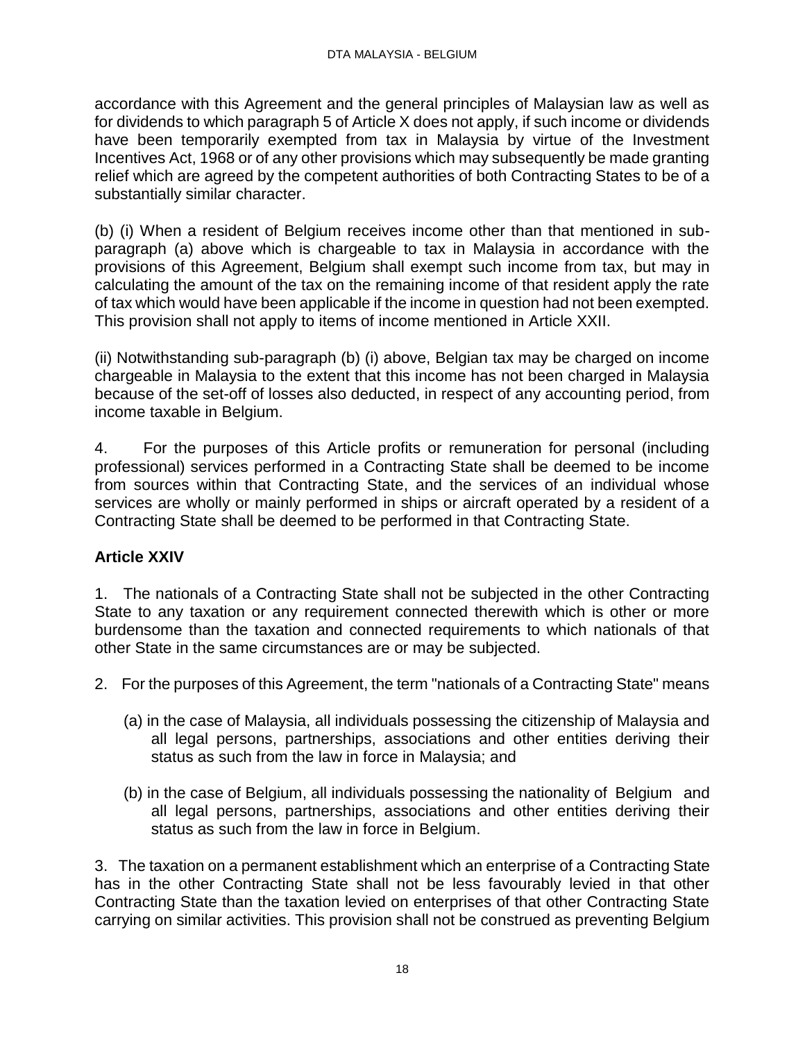accordance with this Agreement and the general principles of Malaysian law as well as for dividends to which paragraph 5 of Article X does not apply, if such income or dividends have been temporarily exempted from tax in Malaysia by virtue of the Investment Incentives Act, 1968 or of any other provisions which may subsequently be made granting relief which are agreed by the competent authorities of both Contracting States to be of a substantially similar character.

(b) (i) When a resident of Belgium receives income other than that mentioned in sub-paragraph (a) above which is chargeable to tax in Malaysia in accordance with the provisions of this Agreement, Belgium shall exempt such income from tax, but may in calculating the amount of the tax on the remaining income of that resident apply the rate of tax which would have been applicable if the income in question had not been exempted. This provision shall not apply to items of income mentioned in Article XXII.

(ii) Notwithstanding sub-paragraph (b) (i) above, Belgian tax may be charged on income chargeable in Malaysia to the extent that this income has not been charged in Malaysia because of the set-off of losses also deducted, in respect of any accounting period, from income taxable in Belgium.

4. For the purposes of this Article profits or remuneration for personal (including professional) services performed in a Contracting State shall be deemed to be income from sources within that Contracting State, and the services of an individual whose services are wholly or mainly performed in ships or aircraft operated by a resident of a Contracting State shall be deemed to be performed in that Contracting State.

**Article XXIV**

1. The nationals of a Contracting State shall not be subjected in the other Contracting State to any taxation or any requirement connected therewith which is other or more burdensome than the taxation and connected requirements to which nationals of that other State in the same circumstances are or may be subjected.

2. For the purposes of this Agreement, the term "nationals of a Contracting State" means

(a) in the case of Malaysia, all individuals possessing the citizenship of Malaysia and all legal persons, partnerships, associations and other entities deriving their status as such from the law in force in Malaysia; and

(b) in the case of Belgium, all individuals possessing the nationality of Belgium and all legal persons, partnerships, associations and other entities deriving their status as such from the law in force in Belgium.

3. The taxation on a permanent establishment which an enterprise of a Contracting State has in the other Contracting State shall not be less favourably levied in that other Contracting State than the taxation levied on enterprises of that other Contracting State carrying on similar activities. This provision shall not be construed as preventing Belgium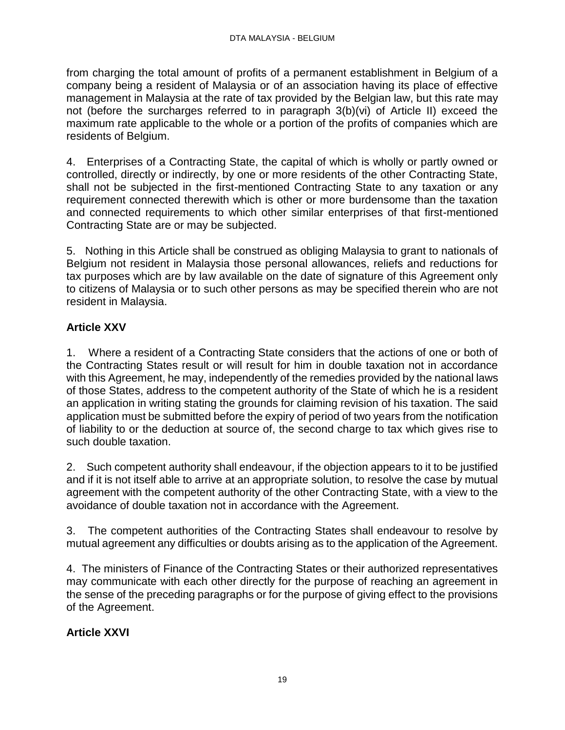from charging the total amount of profits of a permanent establishment in Belgium of a company being a resident of Malaysia or of an association having its place of effective management in Malaysia at the rate of tax provided by the Belgian law, but this rate may not (before the surcharges referred to in paragraph 3(b)(vi) of Article II) exceed the maximum rate applicable to the whole or a portion of the profits of companies which are residents of Belgium.

4. Enterprises of a Contracting State, the capital of which is wholly or partly owned or controlled, directly or indirectly, by one or more residents of the other Contracting State, shall not be subjected in the first-mentioned Contracting State to any taxation or any requirement connected therewith which is other or more burdensome than the taxation and connected requirements to which other similar enterprises of that first-mentioned Contracting State are or may be subjected.

5. Nothing in this Article shall be construed as obliging Malaysia to grant to nationals of Belgium not resident in Malaysia those personal allowances, reliefs and reductions for tax purposes which are by law available on the date of signature of this Agreement only to citizens of Malaysia or to such other persons as may be specified therein who are not resident in Malaysia.

## Article XXV

1. Where a resident of a Contracting State considers that the actions of one or both of the Contracting States result or will result for him in double taxation not in accordance with this Agreement, he may, independently of the remedies provided by the national laws of those States, address to the competent authority of the State of which he is a resident an application in writing stating the grounds for claiming revision of his taxation. The said application must be submitted before the expiry of period of two years from the notification of liability to or the deduction at source of, the second charge to tax which gives rise to such double taxation.

2. Such competent authority shall endeavour, if the objection appears to it to be justified and if it is not itself able to arrive at an appropriate solution, to resolve the case by mutual agreement with the competent authority of the other Contracting State, with a view to the avoidance of double taxation not in accordance with the Agreement.

3. The competent authorities of the Contracting States shall endeavour to resolve by mutual agreement any difficulties or doubts arising as to the application of the Agreement.

4. The ministers of Finance of the Contracting States or their authorized representatives may communicate with each other directly for the purpose of reaching an agreement in the sense of the preceding paragraphs or for the purpose of giving effect to the provisions of the Agreement.

## Article XXVI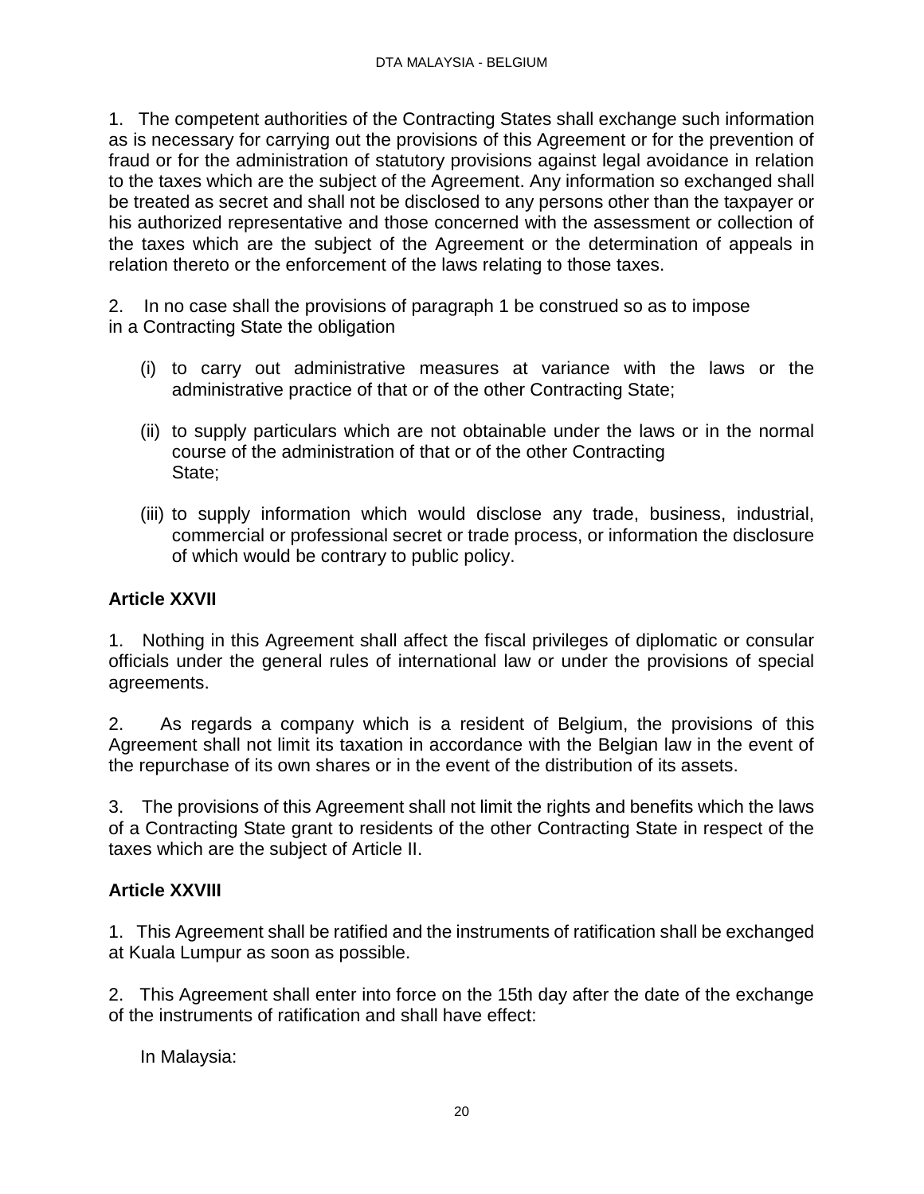1. The competent authorities of the Contracting States shall exchange such information as is necessary for carrying out the provisions of this Agreement or for the prevention of fraud or for the administration of statutory provisions against legal avoidance in relation to the taxes which are the subject of the Agreement. Any information so exchanged shall be treated as secret and shall not be disclosed to any persons other than the taxpayer or his authorized representative and those concerned with the assessment or collection of the taxes which are the subject of the Agreement or the determination of appeals in relation thereto or the enforcement of the laws relating to those taxes.

2. In no case shall the provisions of paragraph 1 be construed so as to impose in a Contracting State the obligation

(i) to carry out administrative measures at variance with the laws or the administrative practice of that or of the other Contracting State;

(ii) to supply particulars which are not obtainable under the laws or in the normal course of the administration of that or of the other Contracting State;

(iii) to supply information which would disclose any trade, business, industrial, commercial or professional secret or trade process, or information the disclosure of which would be contrary to public policy.

**Article XXVII**

1. Nothing in this Agreement shall affect the fiscal privileges of diplomatic or consular officials under the general rules of international law or under the provisions of special agreements.

2. As regards a company which is a resident of Belgium, the provisions of this Agreement shall not limit its taxation in accordance with the Belgian law in the event of the repurchase of its own shares or in the event of the distribution of its assets.

3. The provisions of this Agreement shall not limit the rights and benefits which the laws of a Contracting State grant to residents of the other Contracting State in respect of the taxes which are the subject of Article II.

**Article XXVIII**

1. This Agreement shall be ratified and the instruments of ratification shall be exchanged at Kuala Lumpur as soon as possible.

2. This Agreement shall enter into force on the 15th day after the date of the exchange of the instruments of ratification and shall have effect:

In Malaysia: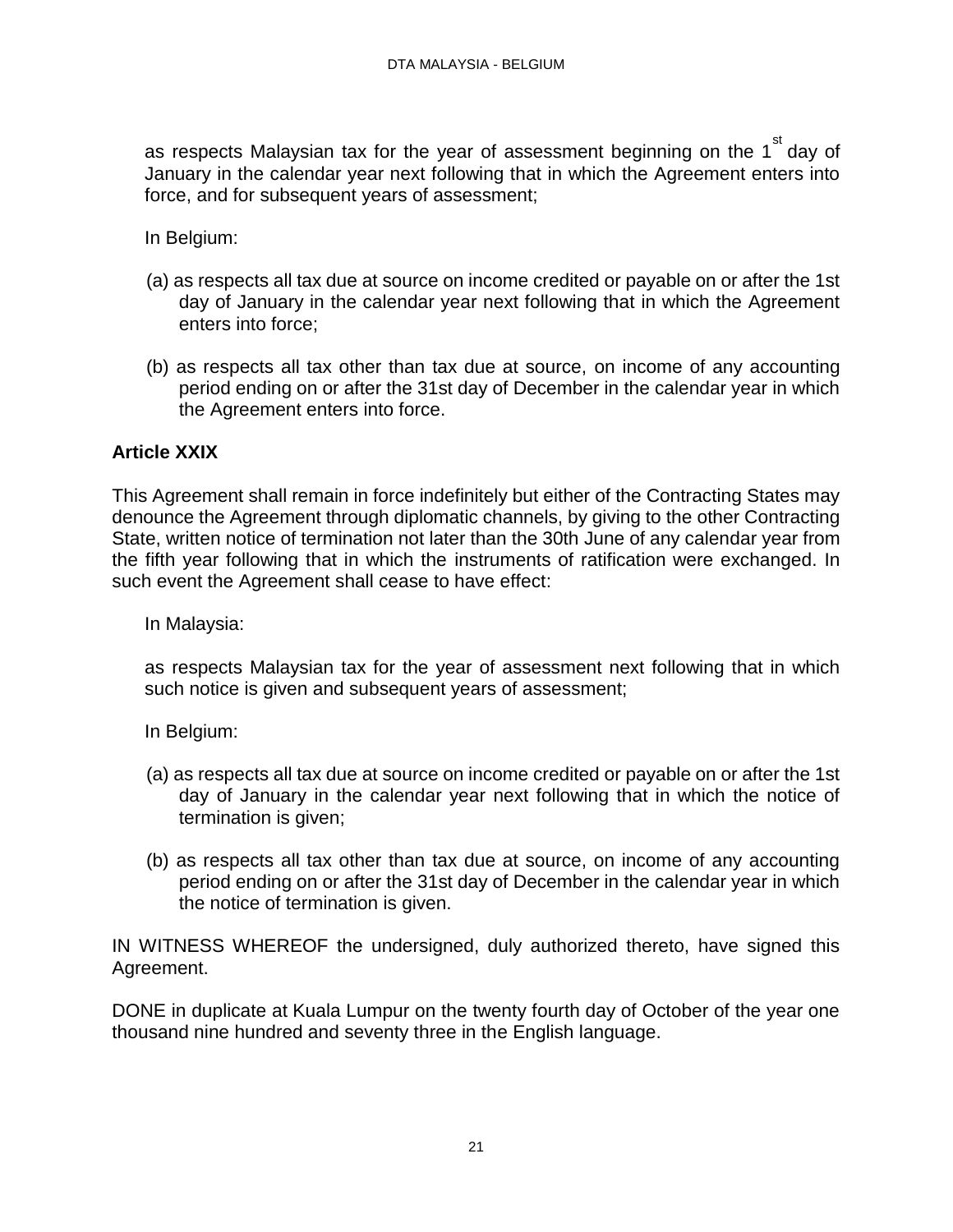as respects Malaysian tax for the year of assessment beginning on the 1st day of January in the calendar year next following that in which the Agreement enters into force, and for subsequent years of assessment;

In Belgium:

(a) as respects all tax due at source on income credited or payable on or after the 1st day of January in the calendar year next following that in which the Agreement enters into force;

(b) as respects all tax other than tax due at source, on income of any accounting period ending on or after the 31st day of December in the calendar year in which the Agreement enters into force.

**Article XXIX**

This Agreement shall remain in force indefinitely but either of the Contracting States may denounce the Agreement through diplomatic channels, by giving to the other Contracting State, written notice of termination not later than the 30th June of any calendar year from the fifth year following that in which the instruments of ratification were exchanged. In such event the Agreement shall cease to have effect:

In Malaysia:

as respects Malaysian tax for the year of assessment next following that in which such notice is given and subsequent years of assessment;

In Belgium:

(a) as respects all tax due at source on income credited or payable on or after the 1st day of January in the calendar year next following that in which the notice of termination is given;

(b) as respects all tax other than tax due at source, on income of any accounting period ending on or after the 31st day of December in the calendar year in which the notice of termination is given.

IN WITNESS WHEREOF the undersigned, duly authorized thereto, have signed this Agreement.

DONE in duplicate at Kuala Lumpur on the twenty fourth day of October of the year one thousand nine hundred and seventy three in the English language.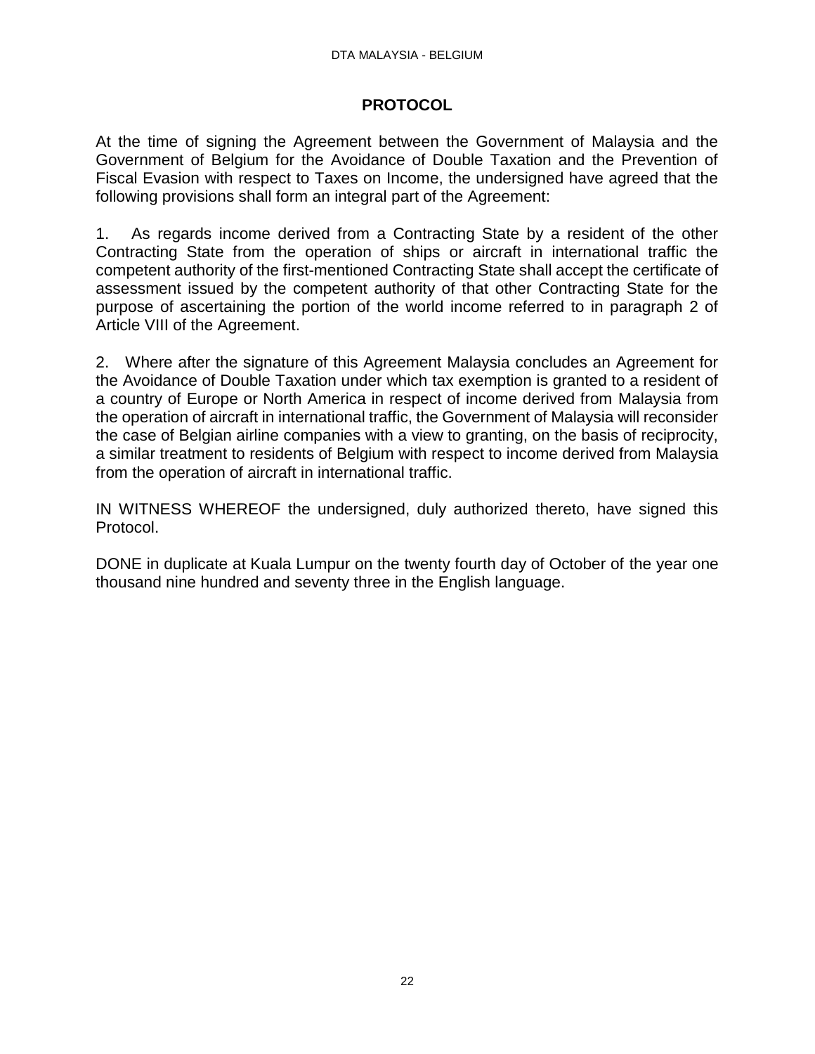# PROTOCOL

At the time of signing the Agreement between the Government of Malaysia and the Government of Belgium for the Avoidance of Double Taxation and the Prevention of Fiscal Evasion with respect to Taxes on Income, the undersigned have agreed that the following provisions shall form an integral part of the Agreement:

1. As regards income derived from a Contracting State by a resident of the other Contracting State from the operation of ships or aircraft in international traffic the competent authority of the first-mentioned Contracting State shall accept the certificate of assessment issued by the competent authority of that other Contracting State for the purpose of ascertaining the portion of the world income referred to in paragraph 2 of Article VIII of the Agreement.

2. Where after the signature of this Agreement Malaysia concludes an Agreement for the Avoidance of Double Taxation under which tax exemption is granted to a resident of a country of Europe or North America in respect of income derived from Malaysia from the operation of aircraft in international traffic, the Government of Malaysia will reconsider the case of Belgian airline companies with a view to granting, on the basis of reciprocity, a similar treatment to residents of Belgium with respect to income derived from Malaysia from the operation of aircraft in international traffic.

IN WITNESS WHEREOF the undersigned, duly authorized thereto, have signed this Protocol.

DONE in duplicate at Kuala Lumpur on the twenty fourth day of October of the year one thousand nine hundred and seventy three in the English language.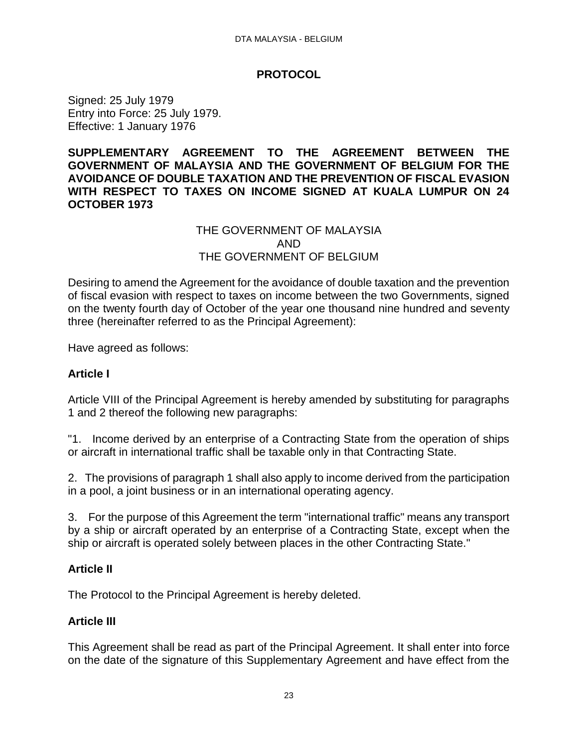# PROTOCOL

Signed: 25 July 1979
Entry into Force: 25 July 1979.
Effective: 1 January 1976

**SUPPLEMENTARY AGREEMENT TO THE AGREEMENT BETWEEN THE GOVERNMENT OF MALAYSIA AND THE GOVERNMENT OF BELGIUM FOR THE AVOIDANCE OF DOUBLE TAXATION AND THE PREVENTION OF FISCAL EVASION WITH RESPECT TO TAXES ON INCOME SIGNED AT KUALA LUMPUR ON 24 OCTOBER 1973**

THE GOVERNMENT OF MALAYSIA
AND
THE GOVERNMENT OF BELGIUM

Desiring to amend the Agreement for the avoidance of double taxation and the prevention of fiscal evasion with respect to taxes on income between the two Governments, signed on the twenty fourth day of October of the year one thousand nine hundred and seventy three (hereinafter referred to as the Principal Agreement):

Have agreed as follows:

### Article I

Article VIII of the Principal Agreement is hereby amended by substituting for paragraphs 1 and 2 thereof the following new paragraphs:

"1. Income derived by an enterprise of a Contracting State from the operation of ships or aircraft in international traffic shall be taxable only in that Contracting State.

2. The provisions of paragraph 1 shall also apply to income derived from the participation in a pool, a joint business or in an international operating agency.

3. For the purpose of this Agreement the term "international traffic" means any transport by a ship or aircraft operated by an enterprise of a Contracting State, except when the ship or aircraft is operated solely between places in the other Contracting State."

### Article II

The Protocol to the Principal Agreement is hereby deleted.

### Article III

This Agreement shall be read as part of the Principal Agreement. It shall enter into force on the date of the signature of this Supplementary Agreement and have effect from the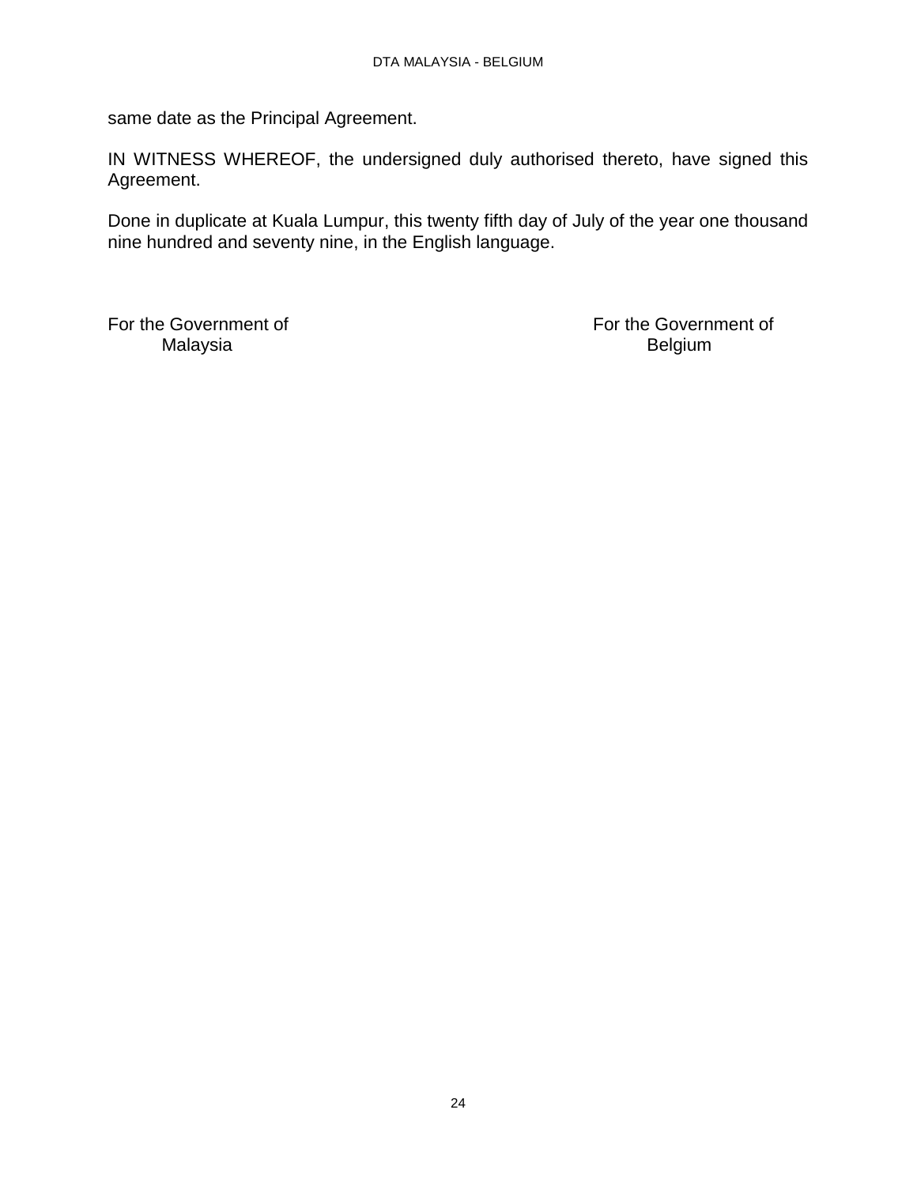same date as the Principal Agreement.

IN WITNESS WHEREOF, the undersigned duly authorised thereto, have signed this Agreement.

Done in duplicate at Kuala Lumpur, this twenty fifth day of July of the year one thousand nine hundred and seventy nine, in the English language.

| | |
|---|---|
| For the Government of Malaysia | For the Government of Belgium |